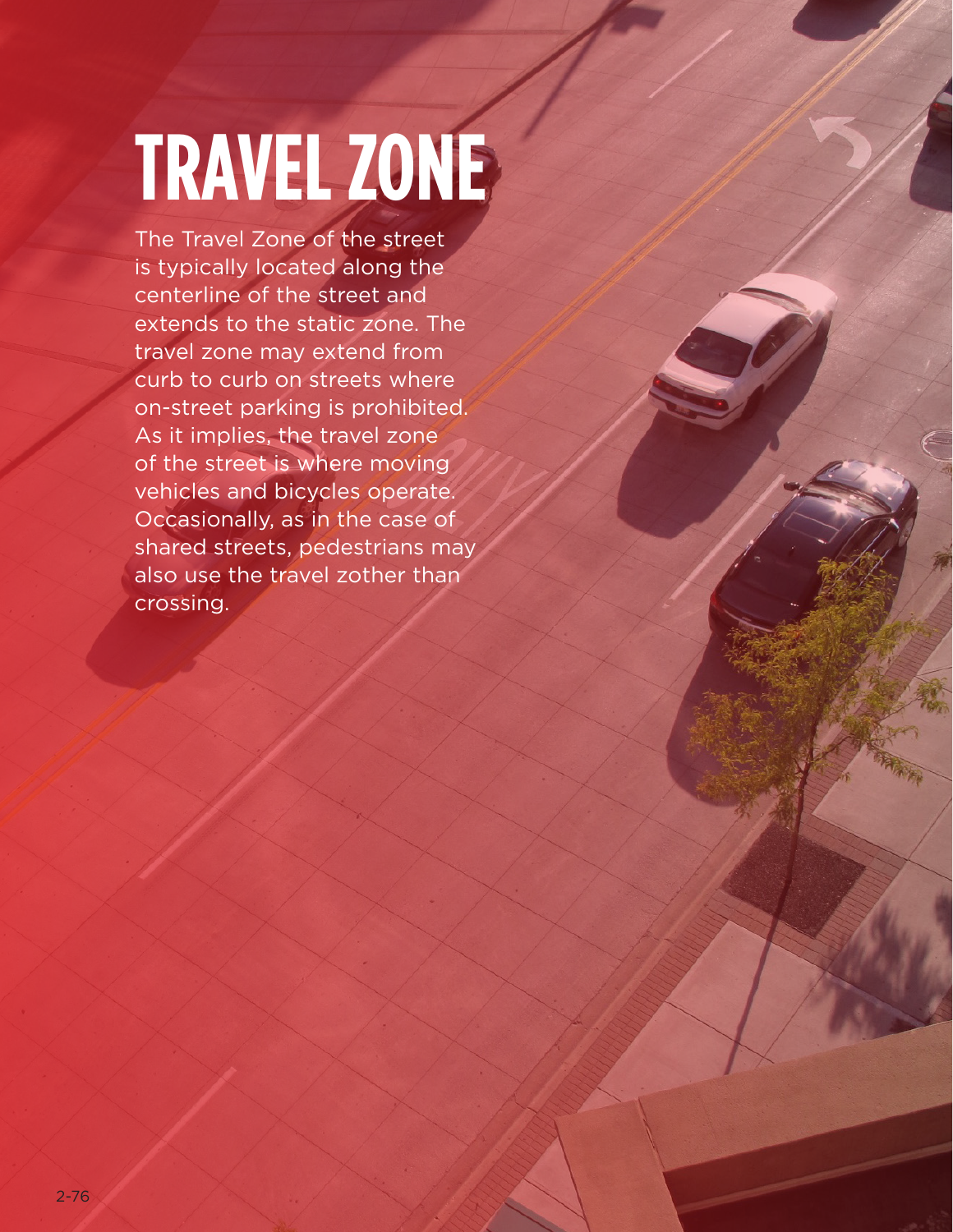# TRAVEL ZONE

The Travel Zone of the street is typically located along the centerline of the street and extends to the static zone. The travel zone may extend from curb to curb on streets where on-street parking is prohibited. As it implies, the travel zone of the street is where moving vehicles and bicycles operate. Occasionally, as in the case of shared streets, pedestrians may also use the travel zother than crossing.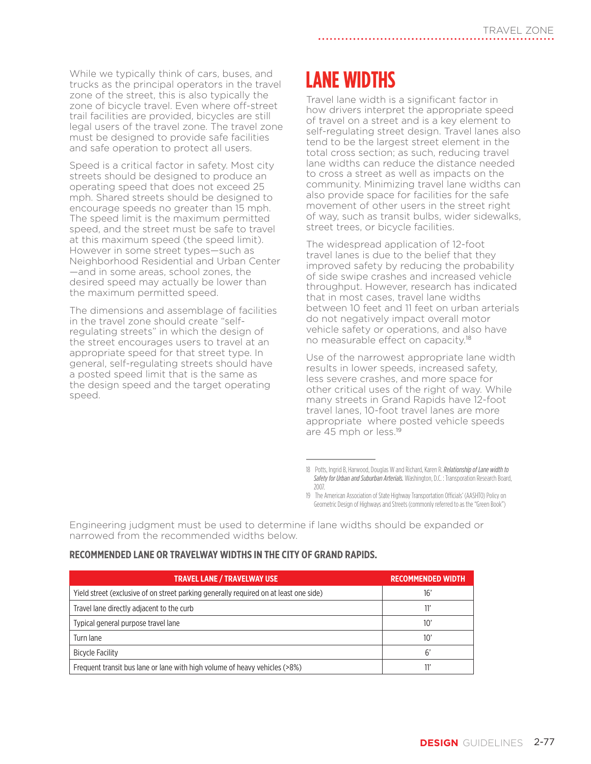While we typically think of cars, buses, and trucks as the principal operators in the travel zone of the street, this is also typically the zone of bicycle travel. Even where off-street trail facilities are provided, bicycles are still legal users of the travel zone. The travel zone must be designed to provide safe facilities and safe operation to protect all users.

Speed is a critical factor in safety. Most city streets should be designed to produce an operating speed that does not exceed 25 mph. Shared streets should be designed to encourage speeds no greater than 15 mph. The speed limit is the maximum permitted speed, and the street must be safe to travel at this maximum speed (the speed limit). However in some street types—such as Neighborhood Residential and Urban Center—and in some areas, school zones, the desired speed may actually be lower than the maximum permitted speed.

The dimensions and assemblage of facilities in the travel zone should create "self-regulating streets" in which the design of the street encourages users to travel at an appropriate speed for that street type. In general, self-regulating streets should have a posted speed limit that is the same as the design speed and the target operating speed.

## LANE WIDTHS

Travel lane width is a significant factor in how drivers interpret the appropriate speed of travel on a street and is a key element to self-regulating street design. Travel lanes also tend to be the largest street element in the total cross section; as such, reducing travel lane widths can reduce the distance needed to cross a street as well as impacts on the community. Minimizing travel lane widths can also provide space for facilities for the safe movement of other users in the street right of way, such as transit bulbs, wider sidewalks, street trees, or bicycle facilities.

The widespread application of 12-foot travel lanes is due to the belief that they improved safety by reducing the probability of side swipe crashes and increased vehicle throughput. However, research has indicated that in most cases, travel lane widths between 10 feet and 11 feet on urban arterials do not negatively impact overall motor vehicle safety or operations, and also have no measurable effect on capacity.[18]

Use of the narrowest appropriate lane width results in lower speeds, increased safety, less severe crashes, and more space for other critical uses of the right of way. While many streets in Grand Rapids have 12-foot travel lanes, 10-foot travel lanes are more appropriate where posted vehicle speeds are 45 mph or less.[19]

18 Potts, Ingrid B, Harwood, Douglas W and Richard, Karen R. *Relationship of Lane width to Safety for Urban and Suburban Arterials.* Washington, D.C. : Transporation Research Board, 2007.

19 The American Association of State Highway Transportation Officials' (AASHTO) Policy on Geometric Design of Highways and Streets (commonly referred to as the "Green Book")

Engineering judgment must be used to determine if lane widths should be expanded or narrowed from the recommended widths below.

**RECOMMENDED LANE OR TRAVELWAY WIDTHS IN THE CITY OF GRAND RAPIDS.**

| TRAVEL LANE / TRAVELWAY USE | RECOMMENDED WIDTH |
|---|---|
| Yield street (exclusive of on street parking generally required on at least one side) | 16' |
| Travel lane directly adjacent to the curb | 11' |
| Typical general purpose travel lane | 10' |
| Turn lane | 10' |
| Bicycle Facility | 6' |
| Frequent transit bus lane or lane with high volume of heavy vehicles (>8%) | 11' |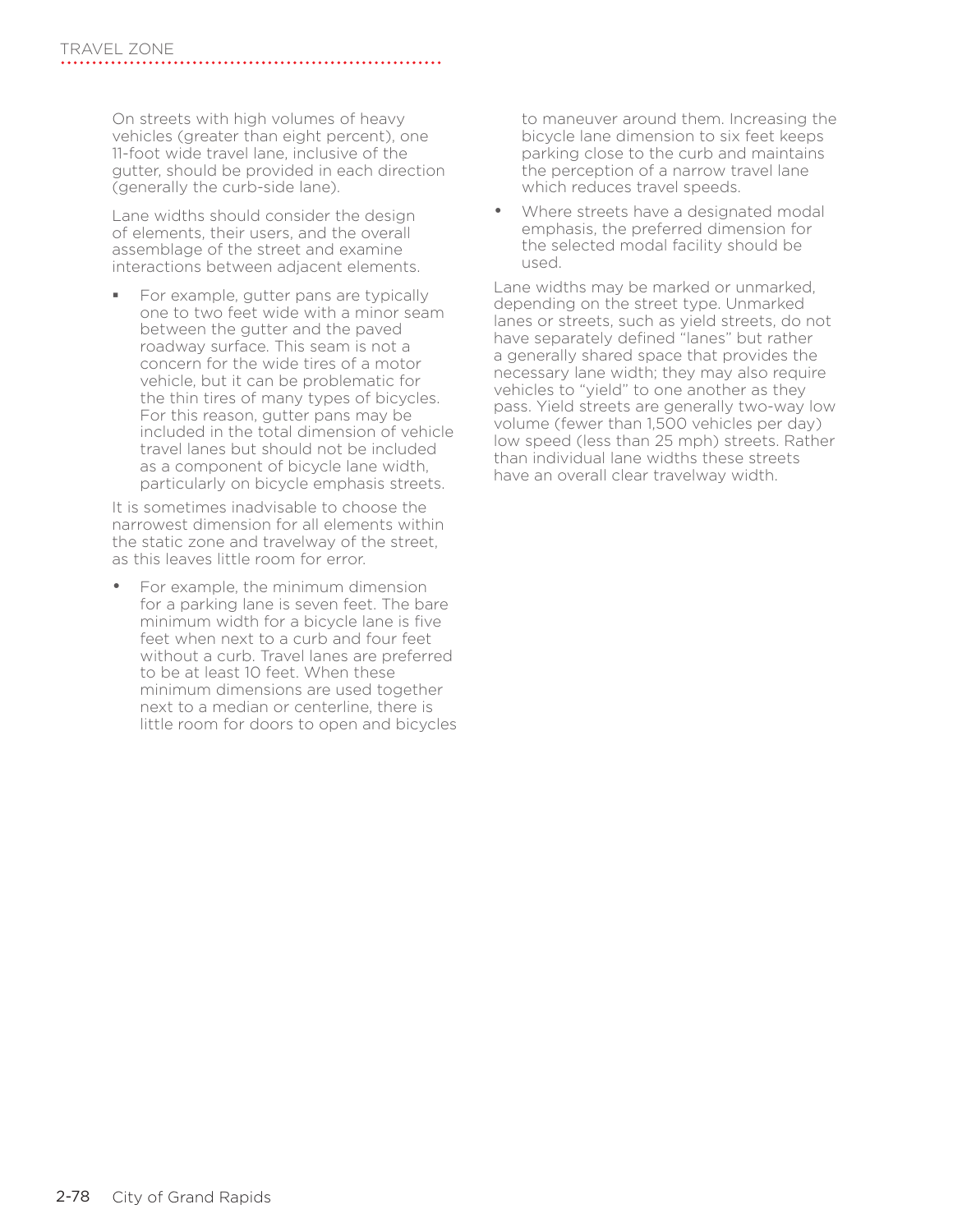On streets with high volumes of heavy vehicles (greater than eight percent), one 11-foot wide travel lane, inclusive of the gutter, should be provided in each direction (generally the curb-side lane).

Lane widths should consider the design of elements, their users, and the overall assemblage of the street and examine interactions between adjacent elements.

- For example, gutter pans are typically one to two feet wide with a minor seam between the gutter and the paved roadway surface. This seam is not a concern for the wide tires of a motor vehicle, but it can be problematic for the thin tires of many types of bicycles. For this reason, gutter pans may be included in the total dimension of vehicle travel lanes but should not be included as a component of bicycle lane width, particularly on bicycle emphasis streets.

It is sometimes inadvisable to choose the narrowest dimension for all elements within the static zone and travelway of the street, as this leaves little room for error.

- For example, the minimum dimension for a parking lane is seven feet. The bare minimum width for a bicycle lane is five feet when next to a curb and four feet without a curb. Travel lanes are preferred to be at least 10 feet. When these minimum dimensions are used together next to a median or centerline, there is little room for doors to open and bicycles to maneuver around them. Increasing the bicycle lane dimension to six feet keeps parking close to the curb and maintains the perception of a narrow travel lane which reduces travel speeds.
- Where streets have a designated modal emphasis, the preferred dimension for the selected modal facility should be used.

Lane widths may be marked or unmarked, depending on the street type. Unmarked lanes or streets, such as yield streets, do not have separately defined "lanes" but rather a generally shared space that provides the necessary lane width; they may also require vehicles to "yield" to one another as they pass. Yield streets are generally two-way low volume (fewer than 1,500 vehicles per day) low speed (less than 25 mph) streets. Rather than individual lane widths these streets have an overall clear travelway width.